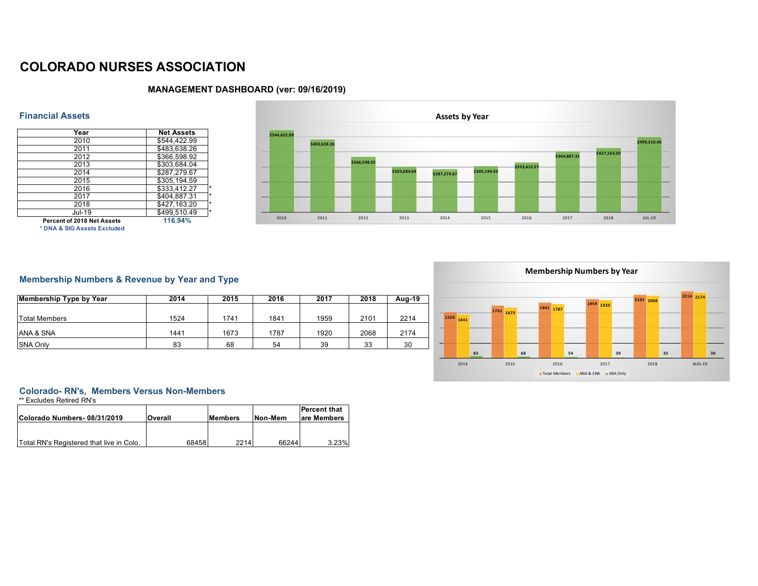# COLORADO NURSES ASSOCIATION

## MANAGEMENT DASHBOARD (ver: 09/16/2019)

### Financial Assets

| Year | Net Assets | |
|---|---|---|
| 2010 | $544,422.99 | |
| 2011 | $483,638.26 | |
| 2012 | $366,598.92 | |
| 2013 | $303,684.04 | |
| 2014 | $287,279.67 | |
| 2015 | $305,194.59 | |
| 2016 | $333,412.27 | * |
| 2017 | $404,887.31 | * |
| 2018 | $427,163.20 | * |
| Jul-19 | $499,510.49 | * |
| **Percent of 2018 Net Assets** | **116.94%** | |

**\* DNA & SIG Assets Excluded**

**Assets by Year**

| 2010 | 2011 | 2012 | 2013 | 2014 | 2015 | 2016 | 2017 | 2018 | JUL-19 |
|---|---|---|---|---|---|---|---|---|---|
| $544,422.99 | $483,638.26 | $366,598.92 | $303,684.04 | $287,279.67 | $305,194.59 | $333,412.27 | $404,887.31 | $427,163.20 | $499,510.49 |

### Membership Numbers & Revenue by Year and Type

| Membership Type by Year | 2014 | 2015 | 2016 | 2017 | 2018 | Aug-19 |
|---|---|---|---|---|---|---|
| Total Members | 1524 | 1741 | 1841 | 1959 | 2101 | 2214 |
| ANA & SNA | 1441 | 1673 | 1787 | 1920 | 2068 | 2174 |
| SNA Only | 83 | 68 | 54 | 39 | 33 | 30 |

**Membership Numbers by Year**

| | 2014 | 2015 | 2016 | 2017 | 2018 | AUG-19 |
|---|---|---|---|---|---|---|
| Total Members | 1524 | 1741 | 1841 | 1959 | 2101 | 2214 |
| ANA & SNA | 1441 | 1673 | 1787 | 1920 | 2068 | 2174 |
| SNA Only | 83 | 68 | 54 | 39 | 33 | 30 |

### Colorado- RN's, Members Versus Non-Members

** Excludes Retired RN's

| Colorado Numbers- 08/31/2019 | Overall | Members | Non-Mem | Percent that are Members |
|---|---|---|---|---|
| Total RN's Registered that live in Colo. | 68458 | 2214 | 66244 | 3.23% |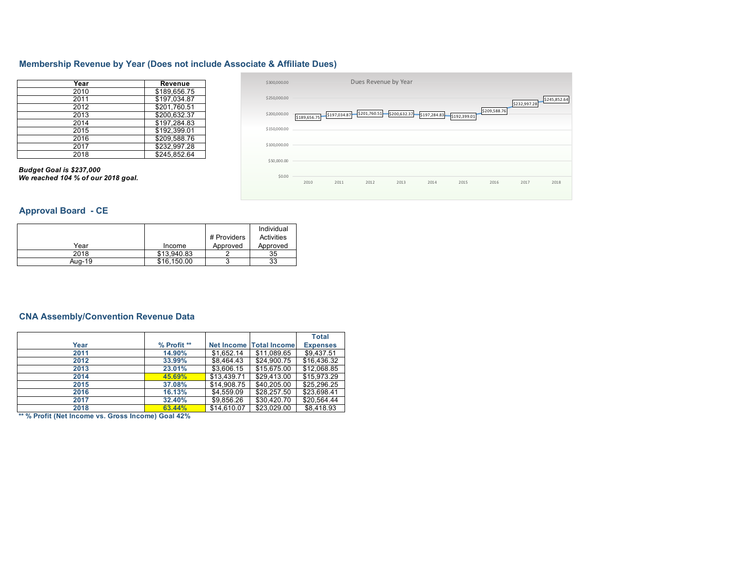## Membership Revenue by Year (Does not include Associate & Affiliate Dues)

| Year | Revenue |
|---|---|
| 2010 | $189,656.75 |
| 2011 | $197,034.87 |
| 2012 | $201,760.51 |
| 2013 | $200,632.37 |
| 2014 | $197,284.83 |
| 2015 | $192,399.01 |
| 2016 | $209,588.76 |
| 2017 | $232,997.28 |
| 2018 | $245,852.64 |

***Budget Goal is $237,000***
***We reached 104 % of our 2018 goal.***

Dues Revenue by Year

| Year | Revenue |
|---|---|
| 2010 | $189,656.75 |
| 2011 | $197,034.87 |
| 2012 | $201,760.51 |
| 2013 | $200,632.37 |
| 2014 | $197,284.83 |
| 2015 | $192,399.01 |
| 2016 | $209,588.76 |
| 2017 | $232,997.28 |
| 2018 | $245,852.64 |

## Approval Board - CE

| Year | Income | # Providers Approved | Individual Activities Approved |
|---|---|---|---|
| 2018 | $13,940.83 | 2 | 35 |
| Aug-19 | $16,150.00 | 3 | 33 |

## CNA Assembly/Convention Revenue Data

| Year | % Profit ** | Net Income | Total Income | Total Expenses |
|---|---|---|---|---|
| **2011** | **14.90%** | $1,652.14 | $11,089.65 | $9,437.51 |
| **2012** | **33.99%** | $8,464.43 | $24,900.75 | $16,436.32 |
| **2013** | **23.01%** | $3,606.15 | $15,675.00 | $12,068.85 |
| **2014** | **45.69%** | $13,439.71 | $29,413.00 | $15,973.29 |
| **2015** | **37.08%** | $14,908.75 | $40,205.00 | $25,296.25 |
| **2016** | **16.13%** | $4,559.09 | $28,257.50 | $23,698.41 |
| **2017** | **32.40%** | $9,856.26 | $30,420.70 | $20,564.44 |
| **2018** | **63.44%** | $14,610.07 | $23,029.00 | $8,418.93 |

**** % Profit (Net Income vs. Gross Income) Goal 42%**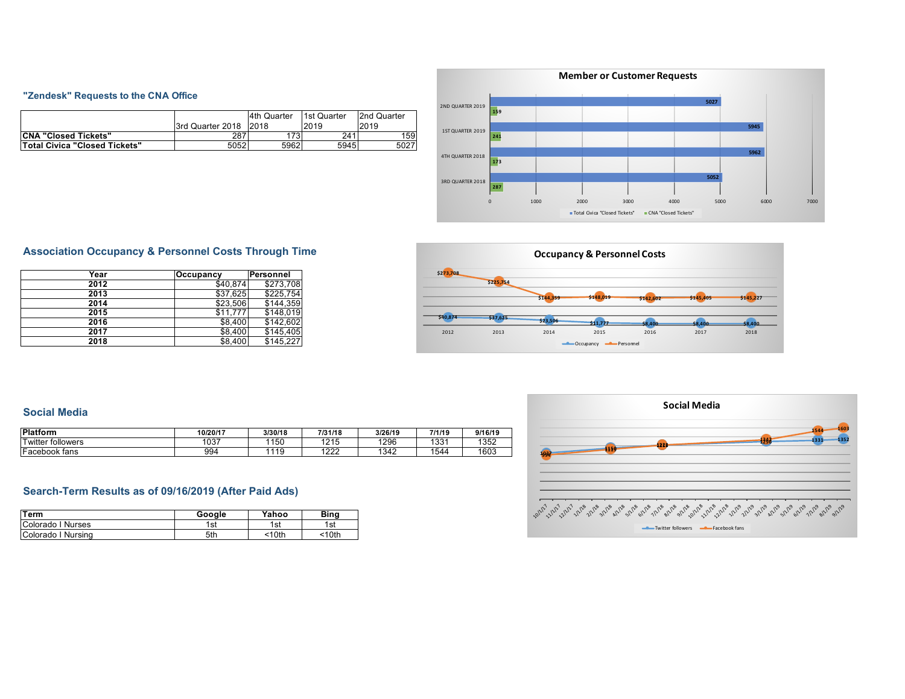## "Zendesk" Requests to the CNA Office

| | 3rd Quarter 2018 | 4th Quarter 2018 | 1st Quarter 2019 | 2nd Quarter 2019 |
|---|---|---|---|---|
| **CNA "Closed Tickets"** | 287 | 173 | 241 | 159 |
| **Total Civica "Closed Tickets"** | 5052 | 5962 | 5945 | 5027 |

Member or Customer Requests

2ND QUARTER 2019
1ST QUARTER 2019
4TH QUARTER 2018
3RD QUARTER 2018

5027
159
5945
241
5962
173
5052
287

0 1000 2000 3000 4000 5000 6000 7000

Total Civica "Closed Tickets" CNA "Closed Tickets"

## Association Occupancy & Personnel Costs Through Time

| Year | Occupancy | Personnel |
|---|---|---|
| **2012** | $40,874 | $273,708 |
| **2013** | $37,625 | $225,754 |
| **2014** | $23,506 | $144,359 |
| **2015** | $11,777 | $148,019 |
| **2016** | $8,400 | $142,602 |
| **2017** | $8,400 | $145,405 |
| **2018** | $8,400 | $145,227 |

Occupancy & Personnel Costs

$273,708 $225,754 $144,359 $148,019 $142,602 $145,405 $145,227

$40,874 $37,625 $23,506 $11,777 $8,400 $8,400 $8,400

2012 2013 2014 2015 2016 2017 2018

Occupancy Personnel

## Social Media

| Platform | 10/20/17 | 3/30/18 | 7/31/18 | 3/26/19 | 7/1/19 | 9/16/19 |
|---|---|---|---|---|---|---|
| Twitter followers | 1037 | 1150 | 1215 | 1296 | 1331 | 1352 |
| Facebook fans | 994 | 1119 | 1222 | 1342 | 1544 | 1603 |

Social Media

1037 994 1150 1119 1215 1222 1296 1342 1544 1331 1603 1352

10/1/17 11/1/17 12/1/17 1/1/18 2/1/18 3/1/18 4/1/18 5/1/18 6/1/18 7/1/18 8/1/18 9/1/18 10/1/18 11/1/18 12/1/18 1/1/19 2/1/19 3/1/19 4/1/19 5/1/19 6/1/19 7/1/19 8/1/19 9/1/19

Twitter followers Facebook fans

## Search-Term Results as of 09/16/2019 (After Paid Ads)

| Term | Google | Yahoo | Bing |
|---|---|---|---|
| Colorado I Nurses | 1st | 1st | 1st |
| Colorado I Nursing | 5th | <10th | <10th |